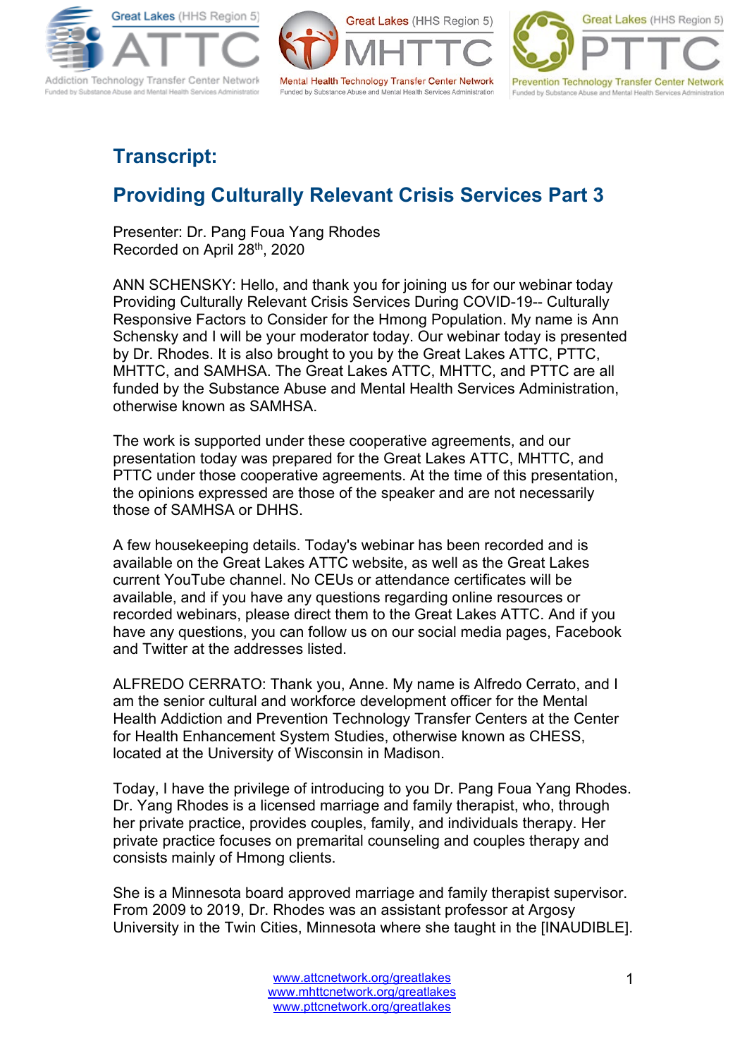# Transcript:

## Providing Culturally Relevant Crisis Services Part 3

Presenter: Dr. Pang Foua Yang Rhodes
Recorded on April 28th, 2020

ANN SCHENSKY: Hello, and thank you for joining us for our webinar today Providing Culturally Relevant Crisis Services During COVID-19-- Culturally Responsive Factors to Consider for the Hmong Population. My name is Ann Schensky and I will be your moderator today. Our webinar today is presented by Dr. Rhodes. It is also brought to you by the Great Lakes ATTC, PTTC, MHTTC, and SAMHSA. The Great Lakes ATTC, MHTTC, and PTTC are all funded by the Substance Abuse and Mental Health Services Administration, otherwise known as SAMHSA.

The work is supported under these cooperative agreements, and our presentation today was prepared for the Great Lakes ATTC, MHTTC, and PTTC under those cooperative agreements. At the time of this presentation, the opinions expressed are those of the speaker and are not necessarily those of SAMHSA or DHHS.

A few housekeeping details. Today's webinar has been recorded and is available on the Great Lakes ATTC website, as well as the Great Lakes current YouTube channel. No CEUs or attendance certificates will be available, and if you have any questions regarding online resources or recorded webinars, please direct them to the Great Lakes ATTC. And if you have any questions, you can follow us on our social media pages, Facebook and Twitter at the addresses listed.

ALFREDO CERRATO: Thank you, Anne. My name is Alfredo Cerrato, and I am the senior cultural and workforce development officer for the Mental Health Addiction and Prevention Technology Transfer Centers at the Center for Health Enhancement System Studies, otherwise known as CHESS, located at the University of Wisconsin in Madison.

Today, I have the privilege of introducing to you Dr. Pang Foua Yang Rhodes. Dr. Yang Rhodes is a licensed marriage and family therapist, who, through her private practice, provides couples, family, and individuals therapy. Her private practice focuses on premarital counseling and couples therapy and consists mainly of Hmong clients.

She is a Minnesota board approved marriage and family therapist supervisor. From 2009 to 2019, Dr. Rhodes was an assistant professor at Argosy University in the Twin Cities, Minnesota where she taught in the [INAUDIBLE].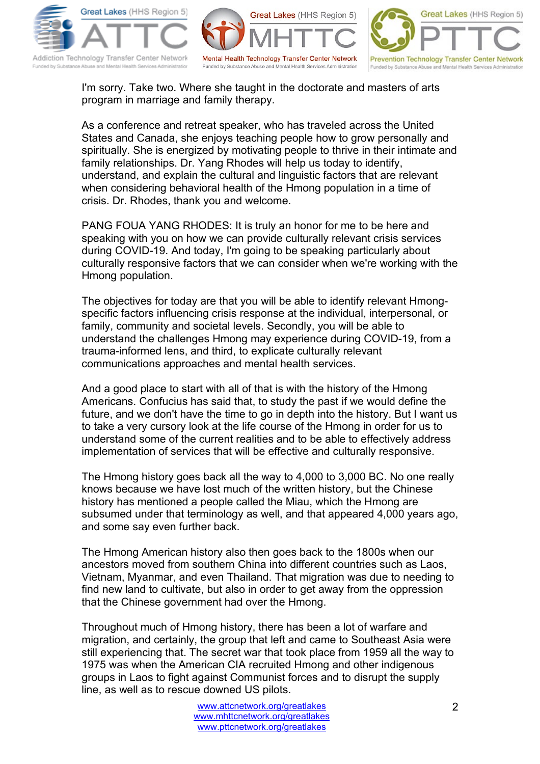I'm sorry. Take two. Where she taught in the doctorate and masters of arts program in marriage and family therapy.

As a conference and retreat speaker, who has traveled across the United States and Canada, she enjoys teaching people how to grow personally and spiritually. She is energized by motivating people to thrive in their intimate and family relationships. Dr. Yang Rhodes will help us today to identify, understand, and explain the cultural and linguistic factors that are relevant when considering behavioral health of the Hmong population in a time of crisis. Dr. Rhodes, thank you and welcome.

PANG FOUA YANG RHODES: It is truly an honor for me to be here and speaking with you on how we can provide culturally relevant crisis services during COVID-19. And today, I'm going to be speaking particularly about culturally responsive factors that we can consider when we're working with the Hmong population.

The objectives for today are that you will be able to identify relevant Hmong-specific factors influencing crisis response at the individual, interpersonal, or family, community and societal levels. Secondly, you will be able to understand the challenges Hmong may experience during COVID-19, from a trauma-informed lens, and third, to explicate culturally relevant communications approaches and mental health services.

And a good place to start with all of that is with the history of the Hmong Americans. Confucius has said that, to study the past if we would define the future, and we don't have the time to go in depth into the history. But I want us to take a very cursory look at the life course of the Hmong in order for us to understand some of the current realities and to be able to effectively address implementation of services that will be effective and culturally responsive.

The Hmong history goes back all the way to 4,000 to 3,000 BC. No one really knows because we have lost much of the written history, but the Chinese history has mentioned a people called the Miau, which the Hmong are subsumed under that terminology as well, and that appeared 4,000 years ago, and some say even further back.

The Hmong American history also then goes back to the 1800s when our ancestors moved from southern China into different countries such as Laos, Vietnam, Myanmar, and even Thailand. That migration was due to needing to find new land to cultivate, but also in order to get away from the oppression that the Chinese government had over the Hmong.

Throughout much of Hmong history, there has been a lot of warfare and migration, and certainly, the group that left and came to Southeast Asia were still experiencing that. The secret war that took place from 1959 all the way to 1975 was when the American CIA recruited Hmong and other indigenous groups in Laos to fight against Communist forces and to disrupt the supply line, as well as to rescue downed US pilots.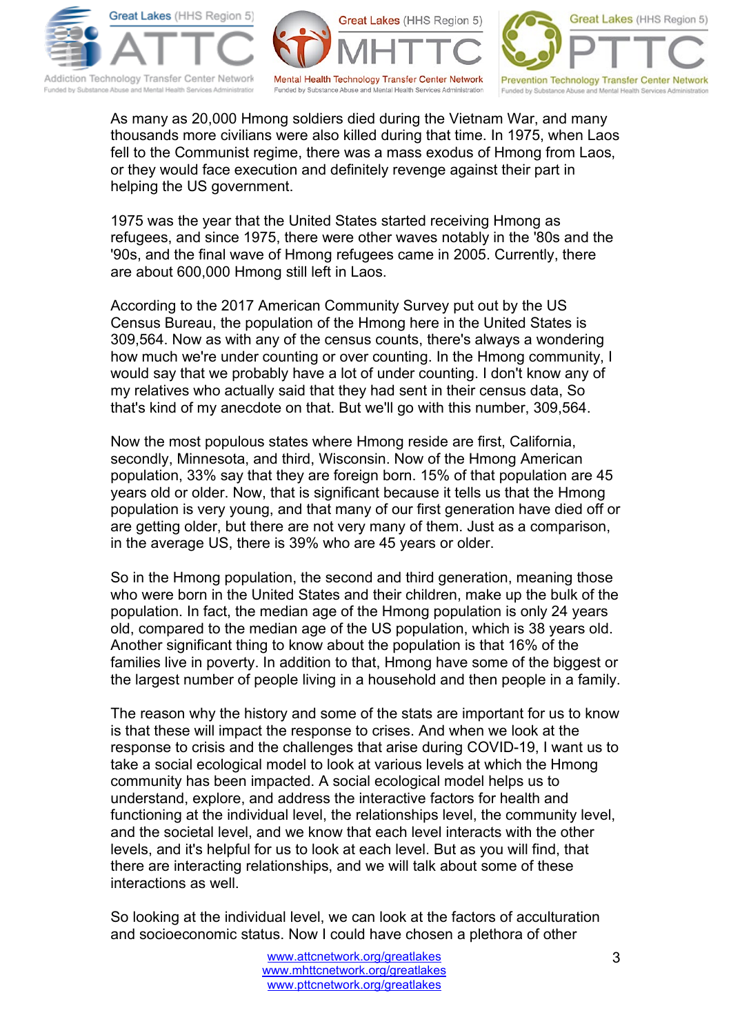As many as 20,000 Hmong soldiers died during the Vietnam War, and many thousands more civilians were also killed during that time. In 1975, when Laos fell to the Communist regime, there was a mass exodus of Hmong from Laos, or they would face execution and definitely revenge against their part in helping the US government.

1975 was the year that the United States started receiving Hmong as refugees, and since 1975, there were other waves notably in the '80s and the '90s, and the final wave of Hmong refugees came in 2005. Currently, there are about 600,000 Hmong still left in Laos.

According to the 2017 American Community Survey put out by the US Census Bureau, the population of the Hmong here in the United States is 309,564. Now as with any of the census counts, there's always a wondering how much we're under counting or over counting. In the Hmong community, I would say that we probably have a lot of under counting. I don't know any of my relatives who actually said that they had sent in their census data, So that's kind of my anecdote on that. But we'll go with this number, 309,564.

Now the most populous states where Hmong reside are first, California, secondly, Minnesota, and third, Wisconsin. Now of the Hmong American population, 33% say that they are foreign born. 15% of that population are 45 years old or older. Now, that is significant because it tells us that the Hmong population is very young, and that many of our first generation have died off or are getting older, but there are not very many of them. Just as a comparison, in the average US, there is 39% who are 45 years or older.

So in the Hmong population, the second and third generation, meaning those who were born in the United States and their children, make up the bulk of the population. In fact, the median age of the Hmong population is only 24 years old, compared to the median age of the US population, which is 38 years old. Another significant thing to know about the population is that 16% of the families live in poverty. In addition to that, Hmong have some of the biggest or the largest number of people living in a household and then people in a family.

The reason why the history and some of the stats are important for us to know is that these will impact the response to crises. And when we look at the response to crisis and the challenges that arise during COVID-19, I want us to take a social ecological model to look at various levels at which the Hmong community has been impacted. A social ecological model helps us to understand, explore, and address the interactive factors for health and functioning at the individual level, the relationships level, the community level, and the societal level, and we know that each level interacts with the other levels, and it's helpful for us to look at each level. But as you will find, that there are interacting relationships, and we will talk about some of these interactions as well.

So looking at the individual level, we can look at the factors of acculturation and socioeconomic status. Now I could have chosen a plethora of other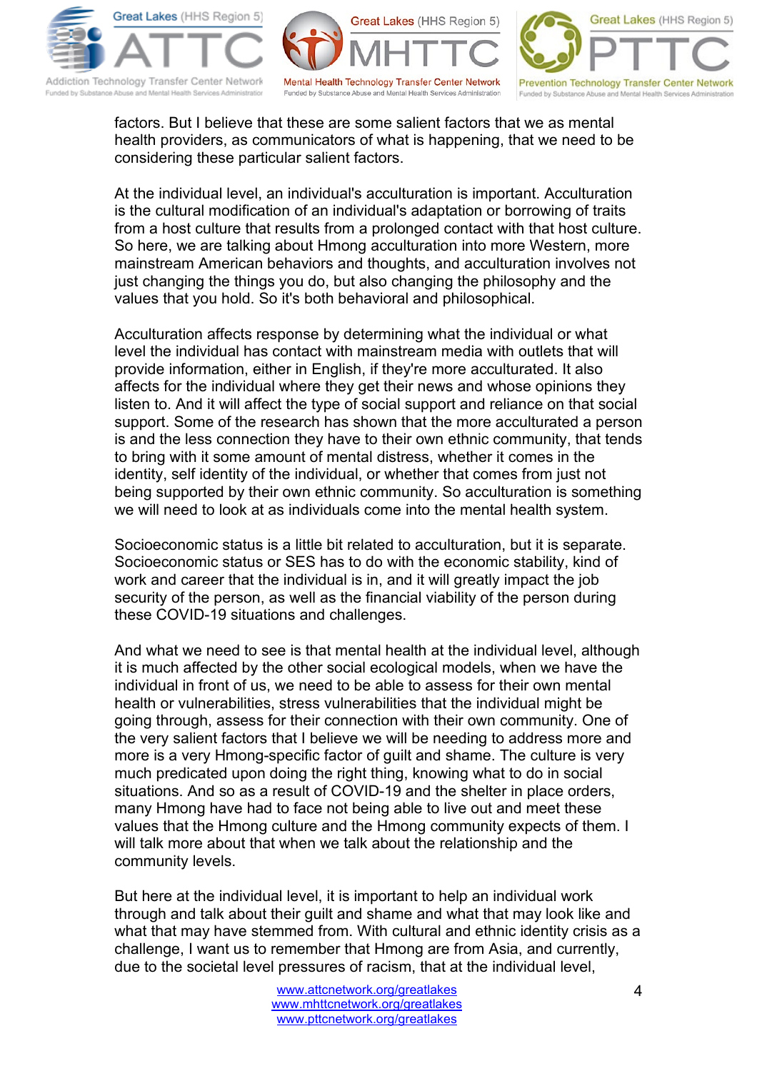factors. But I believe that these are some salient factors that we as mental health providers, as communicators of what is happening, that we need to be considering these particular salient factors.

At the individual level, an individual's acculturation is important. Acculturation is the cultural modification of an individual's adaptation or borrowing of traits from a host culture that results from a prolonged contact with that host culture. So here, we are talking about Hmong acculturation into more Western, more mainstream American behaviors and thoughts, and acculturation involves not just changing the things you do, but also changing the philosophy and the values that you hold. So it's both behavioral and philosophical.

Acculturation affects response by determining what the individual or what level the individual has contact with mainstream media with outlets that will provide information, either in English, if they're more acculturated. It also affects for the individual where they get their news and whose opinions they listen to. And it will affect the type of social support and reliance on that social support. Some of the research has shown that the more acculturated a person is and the less connection they have to their own ethnic community, that tends to bring with it some amount of mental distress, whether it comes in the identity, self identity of the individual, or whether that comes from just not being supported by their own ethnic community. So acculturation is something we will need to look at as individuals come into the mental health system.

Socioeconomic status is a little bit related to acculturation, but it is separate. Socioeconomic status or SES has to do with the economic stability, kind of work and career that the individual is in, and it will greatly impact the job security of the person, as well as the financial viability of the person during these COVID-19 situations and challenges.

And what we need to see is that mental health at the individual level, although it is much affected by the other social ecological models, when we have the individual in front of us, we need to be able to assess for their own mental health or vulnerabilities, stress vulnerabilities that the individual might be going through, assess for their connection with their own community. One of the very salient factors that I believe we will be needing to address more and more is a very Hmong-specific factor of guilt and shame. The culture is very much predicated upon doing the right thing, knowing what to do in social situations. And so as a result of COVID-19 and the shelter in place orders, many Hmong have had to face not being able to live out and meet these values that the Hmong culture and the Hmong community expects of them. I will talk more about that when we talk about the relationship and the community levels.

But here at the individual level, it is important to help an individual work through and talk about their guilt and shame and what that may look like and what that may have stemmed from. With cultural and ethnic identity crisis as a challenge, I want us to remember that Hmong are from Asia, and currently, due to the societal level pressures of racism, that at the individual level,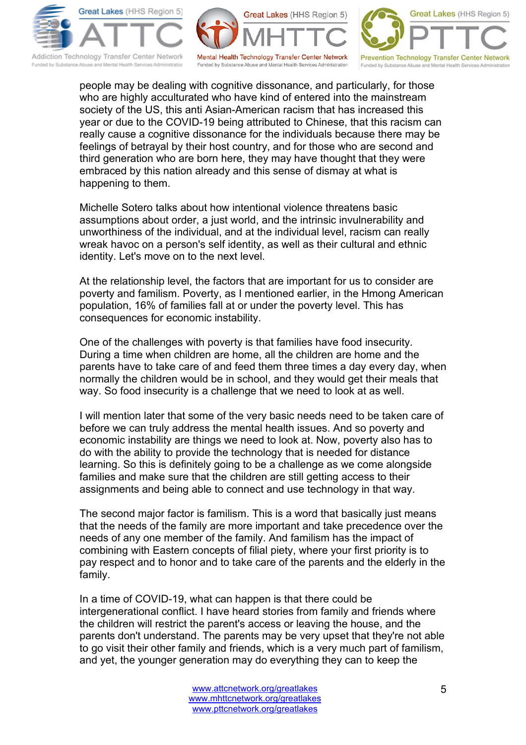people may be dealing with cognitive dissonance, and particularly, for those who are highly acculturated who have kind of entered into the mainstream society of the US, this anti Asian-American racism that has increased this year or due to the COVID-19 being attributed to Chinese, that this racism can really cause a cognitive dissonance for the individuals because there may be feelings of betrayal by their host country, and for those who are second and third generation who are born here, they may have thought that they were embraced by this nation already and this sense of dismay at what is happening to them.

Michelle Sotero talks about how intentional violence threatens basic assumptions about order, a just world, and the intrinsic invulnerability and unworthiness of the individual, and at the individual level, racism can really wreak havoc on a person's self identity, as well as their cultural and ethnic identity. Let's move on to the next level.

At the relationship level, the factors that are important for us to consider are poverty and familism. Poverty, as I mentioned earlier, in the Hmong American population, 16% of families fall at or under the poverty level. This has consequences for economic instability.

One of the challenges with poverty is that families have food insecurity. During a time when children are home, all the children are home and the parents have to take care of and feed them three times a day every day, when normally the children would be in school, and they would get their meals that way. So food insecurity is a challenge that we need to look at as well.

I will mention later that some of the very basic needs need to be taken care of before we can truly address the mental health issues. And so poverty and economic instability are things we need to look at. Now, poverty also has to do with the ability to provide the technology that is needed for distance learning. So this is definitely going to be a challenge as we come alongside families and make sure that the children are still getting access to their assignments and being able to connect and use technology in that way.

The second major factor is familism. This is a word that basically just means that the needs of the family are more important and take precedence over the needs of any one member of the family. And familism has the impact of combining with Eastern concepts of filial piety, where your first priority is to pay respect and to honor and to take care of the parents and the elderly in the family.

In a time of COVID-19, what can happen is that there could be intergenerational conflict. I have heard stories from family and friends where the children will restrict the parent's access or leaving the house, and the parents don't understand. The parents may be very upset that they're not able to go visit their other family and friends, which is a very much part of familism, and yet, the younger generation may do everything they can to keep the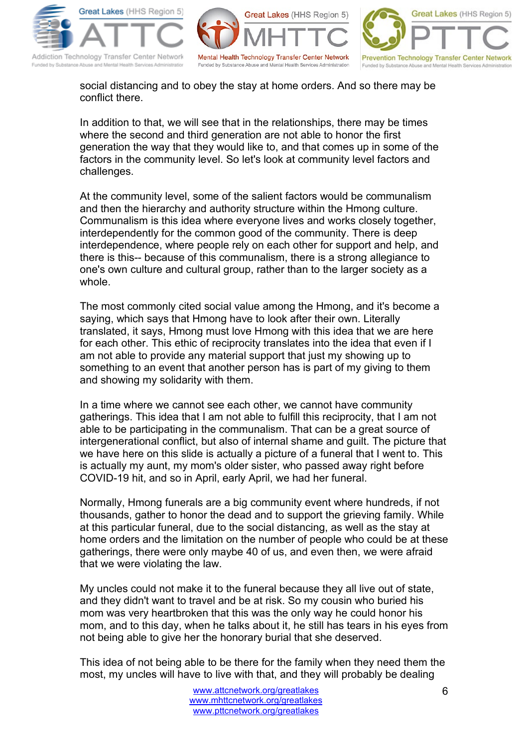social distancing and to obey the stay at home orders. And so there may be conflict there.

In addition to that, we will see that in the relationships, there may be times where the second and third generation are not able to honor the first generation the way that they would like to, and that comes up in some of the factors in the community level. So let's look at community level factors and challenges.

At the community level, some of the salient factors would be communalism and then the hierarchy and authority structure within the Hmong culture. Communalism is this idea where everyone lives and works closely together, interdependently for the common good of the community. There is deep interdependence, where people rely on each other for support and help, and there is this-- because of this communalism, there is a strong allegiance to one's own culture and cultural group, rather than to the larger society as a whole.

The most commonly cited social value among the Hmong, and it's become a saying, which says that Hmong have to look after their own. Literally translated, it says, Hmong must love Hmong with this idea that we are here for each other. This ethic of reciprocity translates into the idea that even if I am not able to provide any material support that just my showing up to something to an event that another person has is part of my giving to them and showing my solidarity with them.

In a time where we cannot see each other, we cannot have community gatherings. This idea that I am not able to fulfill this reciprocity, that I am not able to be participating in the communalism. That can be a great source of intergenerational conflict, but also of internal shame and guilt. The picture that we have here on this slide is actually a picture of a funeral that I went to. This is actually my aunt, my mom's older sister, who passed away right before COVID-19 hit, and so in April, early April, we had her funeral.

Normally, Hmong funerals are a big community event where hundreds, if not thousands, gather to honor the dead and to support the grieving family. While at this particular funeral, due to the social distancing, as well as the stay at home orders and the limitation on the number of people who could be at these gatherings, there were only maybe 40 of us, and even then, we were afraid that we were violating the law.

My uncles could not make it to the funeral because they all live out of state, and they didn't want to travel and be at risk. So my cousin who buried his mom was very heartbroken that this was the only way he could honor his mom, and to this day, when he talks about it, he still has tears in his eyes from not being able to give her the honorary burial that she deserved.

This idea of not being able to be there for the family when they need them the most, my uncles will have to live with that, and they will probably be dealing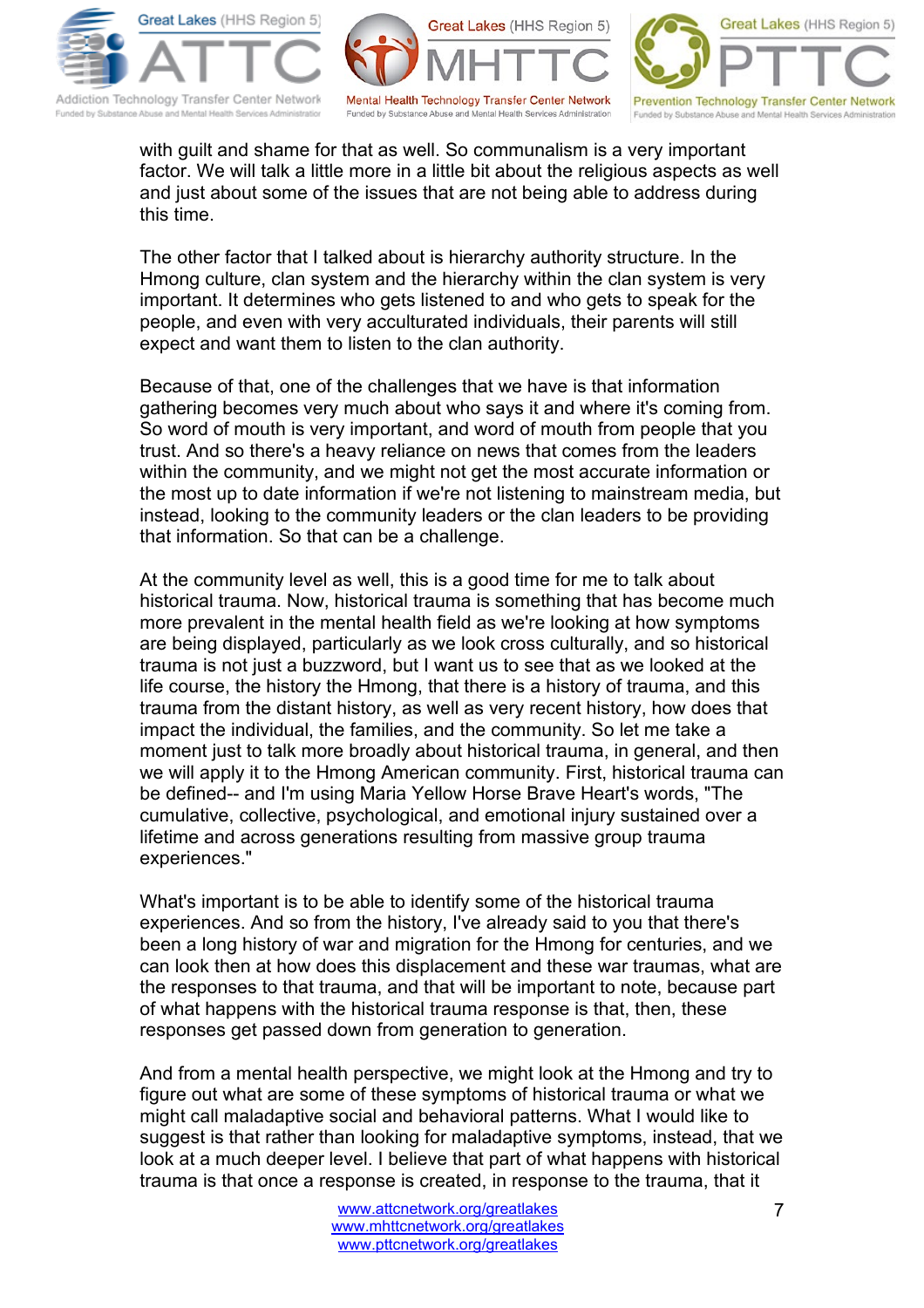with guilt and shame for that as well. So communalism is a very important factor. We will talk a little more in a little bit about the religious aspects as well and just about some of the issues that are not being able to address during this time.

The other factor that I talked about is hierarchy authority structure. In the Hmong culture, clan system and the hierarchy within the clan system is very important. It determines who gets listened to and who gets to speak for the people, and even with very acculturated individuals, their parents will still expect and want them to listen to the clan authority.

Because of that, one of the challenges that we have is that information gathering becomes very much about who says it and where it's coming from. So word of mouth is very important, and word of mouth from people that you trust. And so there's a heavy reliance on news that comes from the leaders within the community, and we might not get the most accurate information or the most up to date information if we're not listening to mainstream media, but instead, looking to the community leaders or the clan leaders to be providing that information. So that can be a challenge.

At the community level as well, this is a good time for me to talk about historical trauma. Now, historical trauma is something that has become much more prevalent in the mental health field as we're looking at how symptoms are being displayed, particularly as we look cross culturally, and so historical trauma is not just a buzzword, but I want us to see that as we looked at the life course, the history the Hmong, that there is a history of trauma, and this trauma from the distant history, as well as very recent history, how does that impact the individual, the families, and the community. So let me take a moment just to talk more broadly about historical trauma, in general, and then we will apply it to the Hmong American community. First, historical trauma can be defined-- and I'm using Maria Yellow Horse Brave Heart's words, "The cumulative, collective, psychological, and emotional injury sustained over a lifetime and across generations resulting from massive group trauma experiences."

What's important is to be able to identify some of the historical trauma experiences. And so from the history, I've already said to you that there's been a long history of war and migration for the Hmong for centuries, and we can look then at how does this displacement and these war traumas, what are the responses to that trauma, and that will be important to note, because part of what happens with the historical trauma response is that, then, these responses get passed down from generation to generation.

And from a mental health perspective, we might look at the Hmong and try to figure out what are some of these symptoms of historical trauma or what we might call maladaptive social and behavioral patterns. What I would like to suggest is that rather than looking for maladaptive symptoms, instead, that we look at a much deeper level. I believe that part of what happens with historical trauma is that once a response is created, in response to the trauma, that it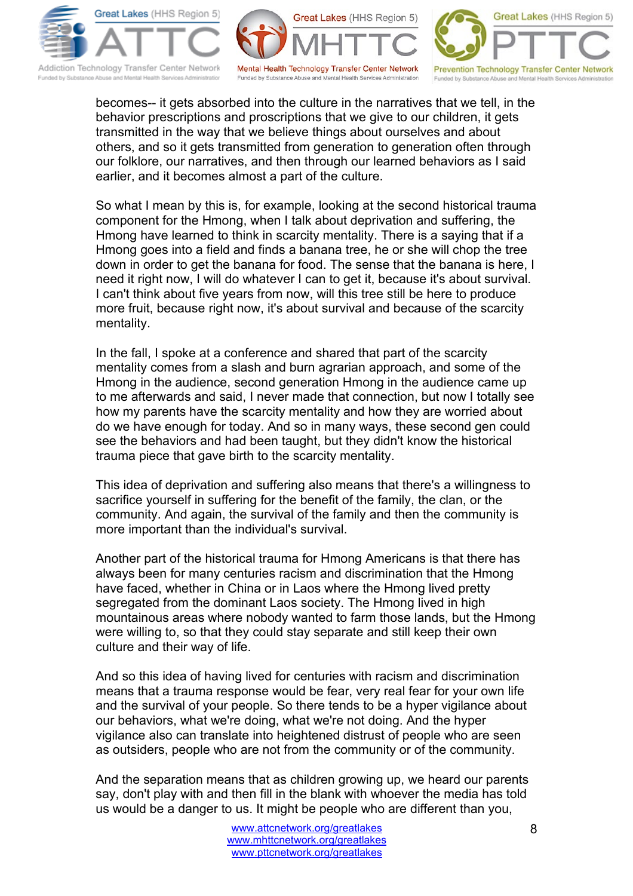becomes-- it gets absorbed into the culture in the narratives that we tell, in the behavior prescriptions and proscriptions that we give to our children, it gets transmitted in the way that we believe things about ourselves and about others, and so it gets transmitted from generation to generation often through our folklore, our narratives, and then through our learned behaviors as I said earlier, and it becomes almost a part of the culture.

So what I mean by this is, for example, looking at the second historical trauma component for the Hmong, when I talk about deprivation and suffering, the Hmong have learned to think in scarcity mentality. There is a saying that if a Hmong goes into a field and finds a banana tree, he or she will chop the tree down in order to get the banana for food. The sense that the banana is here, I need it right now, I will do whatever I can to get it, because it's about survival. I can't think about five years from now, will this tree still be here to produce more fruit, because right now, it's about survival and because of the scarcity mentality.

In the fall, I spoke at a conference and shared that part of the scarcity mentality comes from a slash and burn agrarian approach, and some of the Hmong in the audience, second generation Hmong in the audience came up to me afterwards and said, I never made that connection, but now I totally see how my parents have the scarcity mentality and how they are worried about do we have enough for today. And so in many ways, these second gen could see the behaviors and had been taught, but they didn't know the historical trauma piece that gave birth to the scarcity mentality.

This idea of deprivation and suffering also means that there's a willingness to sacrifice yourself in suffering for the benefit of the family, the clan, or the community. And again, the survival of the family and then the community is more important than the individual's survival.

Another part of the historical trauma for Hmong Americans is that there has always been for many centuries racism and discrimination that the Hmong have faced, whether in China or in Laos where the Hmong lived pretty segregated from the dominant Laos society. The Hmong lived in high mountainous areas where nobody wanted to farm those lands, but the Hmong were willing to, so that they could stay separate and still keep their own culture and their way of life.

And so this idea of having lived for centuries with racism and discrimination means that a trauma response would be fear, very real fear for your own life and the survival of your people. So there tends to be a hyper vigilance about our behaviors, what we're doing, what we're not doing. And the hyper vigilance also can translate into heightened distrust of people who are seen as outsiders, people who are not from the community or of the community.

And the separation means that as children growing up, we heard our parents say, don't play with and then fill in the blank with whoever the media has told us would be a danger to us. It might be people who are different than you,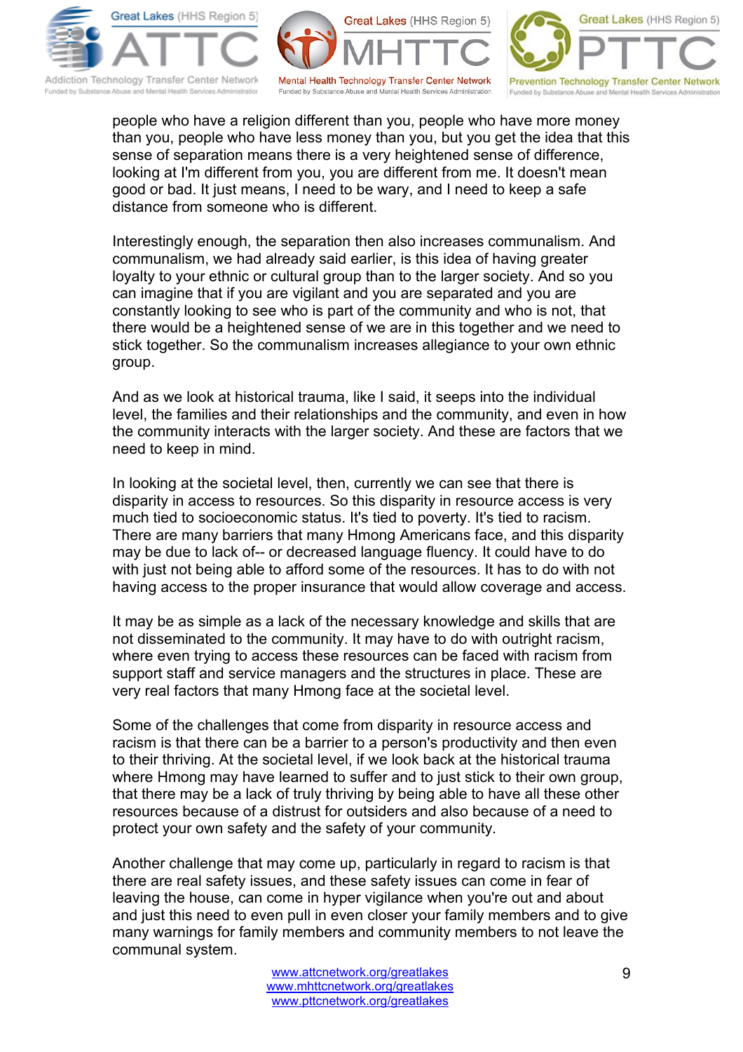people who have a religion different than you, people who have more money than you, people who have less money than you, but you get the idea that this sense of separation means there is a very heightened sense of difference, looking at I'm different from you, you are different from me. It doesn't mean good or bad. It just means, I need to be wary, and I need to keep a safe distance from someone who is different.

Interestingly enough, the separation then also increases communalism. And communalism, we had already said earlier, is this idea of having greater loyalty to your ethnic or cultural group than to the larger society. And so you can imagine that if you are vigilant and you are separated and you are constantly looking to see who is part of the community and who is not, that there would be a heightened sense of we are in this together and we need to stick together. So the communalism increases allegiance to your own ethnic group.

And as we look at historical trauma, like I said, it seeps into the individual level, the families and their relationships and the community, and even in how the community interacts with the larger society. And these are factors that we need to keep in mind.

In looking at the societal level, then, currently we can see that there is disparity in access to resources. So this disparity in resource access is very much tied to socioeconomic status. It's tied to poverty. It's tied to racism. There are many barriers that many Hmong Americans face, and this disparity may be due to lack of-- or decreased language fluency. It could have to do with just not being able to afford some of the resources. It has to do with not having access to the proper insurance that would allow coverage and access.

It may be as simple as a lack of the necessary knowledge and skills that are not disseminated to the community. It may have to do with outright racism, where even trying to access these resources can be faced with racism from support staff and service managers and the structures in place. These are very real factors that many Hmong face at the societal level.

Some of the challenges that come from disparity in resource access and racism is that there can be a barrier to a person's productivity and then even to their thriving. At the societal level, if we look back at the historical trauma where Hmong may have learned to suffer and to just stick to their own group, that there may be a lack of truly thriving by being able to have all these other resources because of a distrust for outsiders and also because of a need to protect your own safety and the safety of your community.

Another challenge that may come up, particularly in regard to racism is that there are real safety issues, and these safety issues can come in fear of leaving the house, can come in hyper vigilance when you're out and about and just this need to even pull in even closer your family members and to give many warnings for family members and community members to not leave the communal system.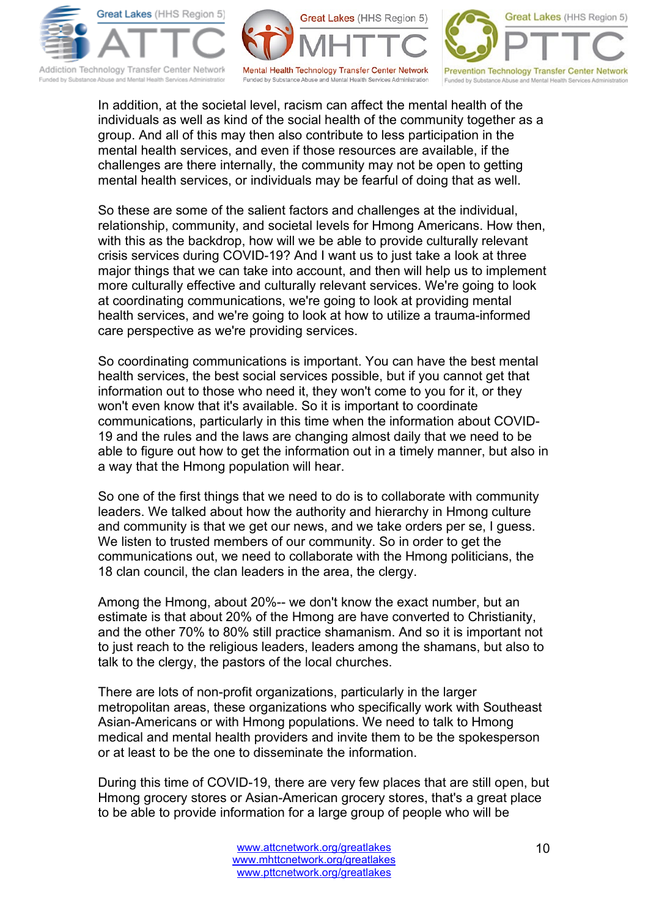In addition, at the societal level, racism can affect the mental health of the individuals as well as kind of the social health of the community together as a group. And all of this may then also contribute to less participation in the mental health services, and even if those resources are available, if the challenges are there internally, the community may not be open to getting mental health services, or individuals may be fearful of doing that as well.

So these are some of the salient factors and challenges at the individual, relationship, community, and societal levels for Hmong Americans. How then, with this as the backdrop, how will we be able to provide culturally relevant crisis services during COVID-19? And I want us to just take a look at three major things that we can take into account, and then will help us to implement more culturally effective and culturally relevant services. We're going to look at coordinating communications, we're going to look at providing mental health services, and we're going to look at how to utilize a trauma-informed care perspective as we're providing services.

So coordinating communications is important. You can have the best mental health services, the best social services possible, but if you cannot get that information out to those who need it, they won't come to you for it, or they won't even know that it's available. So it is important to coordinate communications, particularly in this time when the information about COVID-19 and the rules and the laws are changing almost daily that we need to be able to figure out how to get the information out in a timely manner, but also in a way that the Hmong population will hear.

So one of the first things that we need to do is to collaborate with community leaders. We talked about how the authority and hierarchy in Hmong culture and community is that we get our news, and we take orders per se, I guess. We listen to trusted members of our community. So in order to get the communications out, we need to collaborate with the Hmong politicians, the 18 clan council, the clan leaders in the area, the clergy.

Among the Hmong, about 20%-- we don't know the exact number, but an estimate is that about 20% of the Hmong are have converted to Christianity, and the other 70% to 80% still practice shamanism. And so it is important not to just reach to the religious leaders, leaders among the shamans, but also to talk to the clergy, the pastors of the local churches.

There are lots of non-profit organizations, particularly in the larger metropolitan areas, these organizations who specifically work with Southeast Asian-Americans or with Hmong populations. We need to talk to Hmong medical and mental health providers and invite them to be the spokesperson or at least to be the one to disseminate the information.

During this time of COVID-19, there are very few places that are still open, but Hmong grocery stores or Asian-American grocery stores, that's a great place to be able to provide information for a large group of people who will be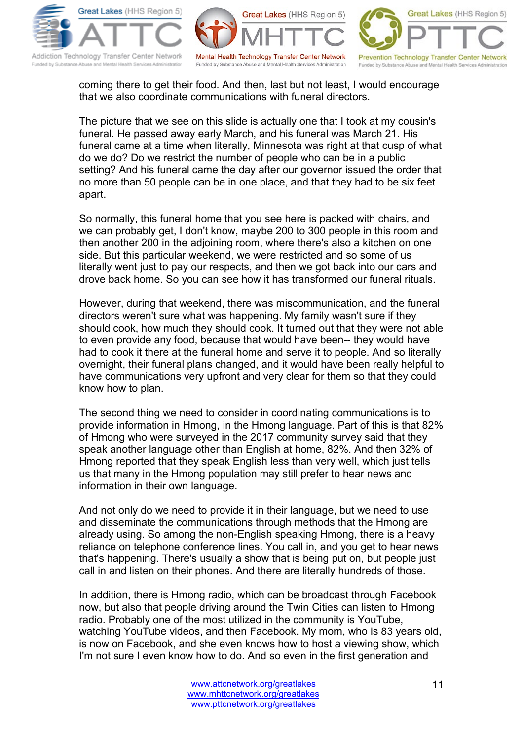coming there to get their food. And then, last but not least, I would encourage that we also coordinate communications with funeral directors.

The picture that we see on this slide is actually one that I took at my cousin's funeral. He passed away early March, and his funeral was March 21. His funeral came at a time when literally, Minnesota was right at that cusp of what do we do? Do we restrict the number of people who can be in a public setting? And his funeral came the day after our governor issued the order that no more than 50 people can be in one place, and that they had to be six feet apart.

So normally, this funeral home that you see here is packed with chairs, and we can probably get, I don't know, maybe 200 to 300 people in this room and then another 200 in the adjoining room, where there's also a kitchen on one side. But this particular weekend, we were restricted and so some of us literally went just to pay our respects, and then we got back into our cars and drove back home. So you can see how it has transformed our funeral rituals.

However, during that weekend, there was miscommunication, and the funeral directors weren't sure what was happening. My family wasn't sure if they should cook, how much they should cook. It turned out that they were not able to even provide any food, because that would have been-- they would have had to cook it there at the funeral home and serve it to people. And so literally overnight, their funeral plans changed, and it would have been really helpful to have communications very upfront and very clear for them so that they could know how to plan.

The second thing we need to consider in coordinating communications is to provide information in Hmong, in the Hmong language. Part of this is that 82% of Hmong who were surveyed in the 2017 community survey said that they speak another language other than English at home, 82%. And then 32% of Hmong reported that they speak English less than very well, which just tells us that many in the Hmong population may still prefer to hear news and information in their own language.

And not only do we need to provide it in their language, but we need to use and disseminate the communications through methods that the Hmong are already using. So among the non-English speaking Hmong, there is a heavy reliance on telephone conference lines. You call in, and you get to hear news that's happening. There's usually a show that is being put on, but people just call in and listen on their phones. And there are literally hundreds of those.

In addition, there is Hmong radio, which can be broadcast through Facebook now, but also that people driving around the Twin Cities can listen to Hmong radio. Probably one of the most utilized in the community is YouTube, watching YouTube videos, and then Facebook. My mom, who is 83 years old, is now on Facebook, and she even knows how to host a viewing show, which I'm not sure I even know how to do. And so even in the first generation and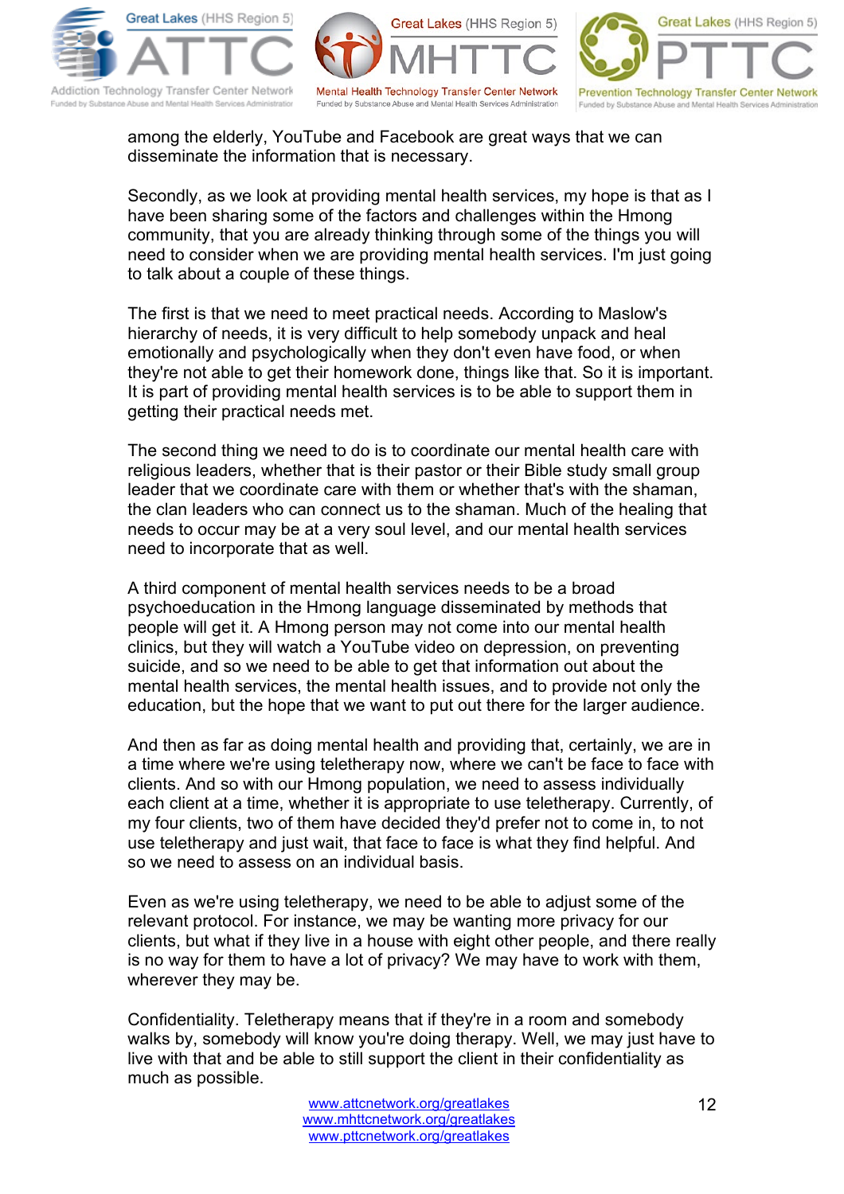among the elderly, YouTube and Facebook are great ways that we can disseminate the information that is necessary.

Secondly, as we look at providing mental health services, my hope is that as I have been sharing some of the factors and challenges within the Hmong community, that you are already thinking through some of the things you will need to consider when we are providing mental health services. I'm just going to talk about a couple of these things.

The first is that we need to meet practical needs. According to Maslow's hierarchy of needs, it is very difficult to help somebody unpack and heal emotionally and psychologically when they don't even have food, or when they're not able to get their homework done, things like that. So it is important. It is part of providing mental health services is to be able to support them in getting their practical needs met.

The second thing we need to do is to coordinate our mental health care with religious leaders, whether that is their pastor or their Bible study small group leader that we coordinate care with them or whether that's with the shaman, the clan leaders who can connect us to the shaman. Much of the healing that needs to occur may be at a very soul level, and our mental health services need to incorporate that as well.

A third component of mental health services needs to be a broad psychoeducation in the Hmong language disseminated by methods that people will get it. A Hmong person may not come into our mental health clinics, but they will watch a YouTube video on depression, on preventing suicide, and so we need to be able to get that information out about the mental health services, the mental health issues, and to provide not only the education, but the hope that we want to put out there for the larger audience.

And then as far as doing mental health and providing that, certainly, we are in a time where we're using teletherapy now, where we can't be face to face with clients. And so with our Hmong population, we need to assess individually each client at a time, whether it is appropriate to use teletherapy. Currently, of my four clients, two of them have decided they'd prefer not to come in, to not use teletherapy and just wait, that face to face is what they find helpful. And so we need to assess on an individual basis.

Even as we're using teletherapy, we need to be able to adjust some of the relevant protocol. For instance, we may be wanting more privacy for our clients, but what if they live in a house with eight other people, and there really is no way for them to have a lot of privacy? We may have to work with them, wherever they may be.

Confidentiality. Teletherapy means that if they're in a room and somebody walks by, somebody will know you're doing therapy. Well, we may just have to live with that and be able to still support the client in their confidentiality as much as possible.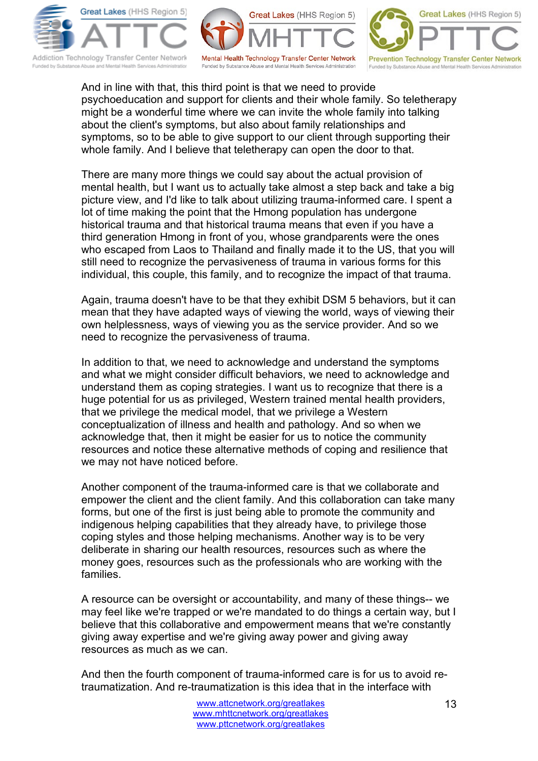And in line with that, this third point is that we need to provide psychoeducation and support for clients and their whole family. So teletherapy might be a wonderful time where we can invite the whole family into talking about the client's symptoms, but also about family relationships and symptoms, so to be able to give support to our client through supporting their whole family. And I believe that teletherapy can open the door to that.

There are many more things we could say about the actual provision of mental health, but I want us to actually take almost a step back and take a big picture view, and I'd like to talk about utilizing trauma-informed care. I spent a lot of time making the point that the Hmong population has undergone historical trauma and that historical trauma means that even if you have a third generation Hmong in front of you, whose grandparents were the ones who escaped from Laos to Thailand and finally made it to the US, that you will still need to recognize the pervasiveness of trauma in various forms for this individual, this couple, this family, and to recognize the impact of that trauma.

Again, trauma doesn't have to be that they exhibit DSM 5 behaviors, but it can mean that they have adapted ways of viewing the world, ways of viewing their own helplessness, ways of viewing you as the service provider. And so we need to recognize the pervasiveness of trauma.

In addition to that, we need to acknowledge and understand the symptoms and what we might consider difficult behaviors, we need to acknowledge and understand them as coping strategies. I want us to recognize that there is a huge potential for us as privileged, Western trained mental health providers, that we privilege the medical model, that we privilege a Western conceptualization of illness and health and pathology. And so when we acknowledge that, then it might be easier for us to notice the community resources and notice these alternative methods of coping and resilience that we may not have noticed before.

Another component of the trauma-informed care is that we collaborate and empower the client and the client family. And this collaboration can take many forms, but one of the first is just being able to promote the community and indigenous helping capabilities that they already have, to privilege those coping styles and those helping mechanisms. Another way is to be very deliberate in sharing our health resources, resources such as where the money goes, resources such as the professionals who are working with the families.

A resource can be oversight or accountability, and many of these things-- we may feel like we're trapped or we're mandated to do things a certain way, but I believe that this collaborative and empowerment means that we're constantly giving away expertise and we're giving away power and giving away resources as much as we can.

And then the fourth component of trauma-informed care is for us to avoid re-traumatization. And re-traumatization is this idea that in the interface with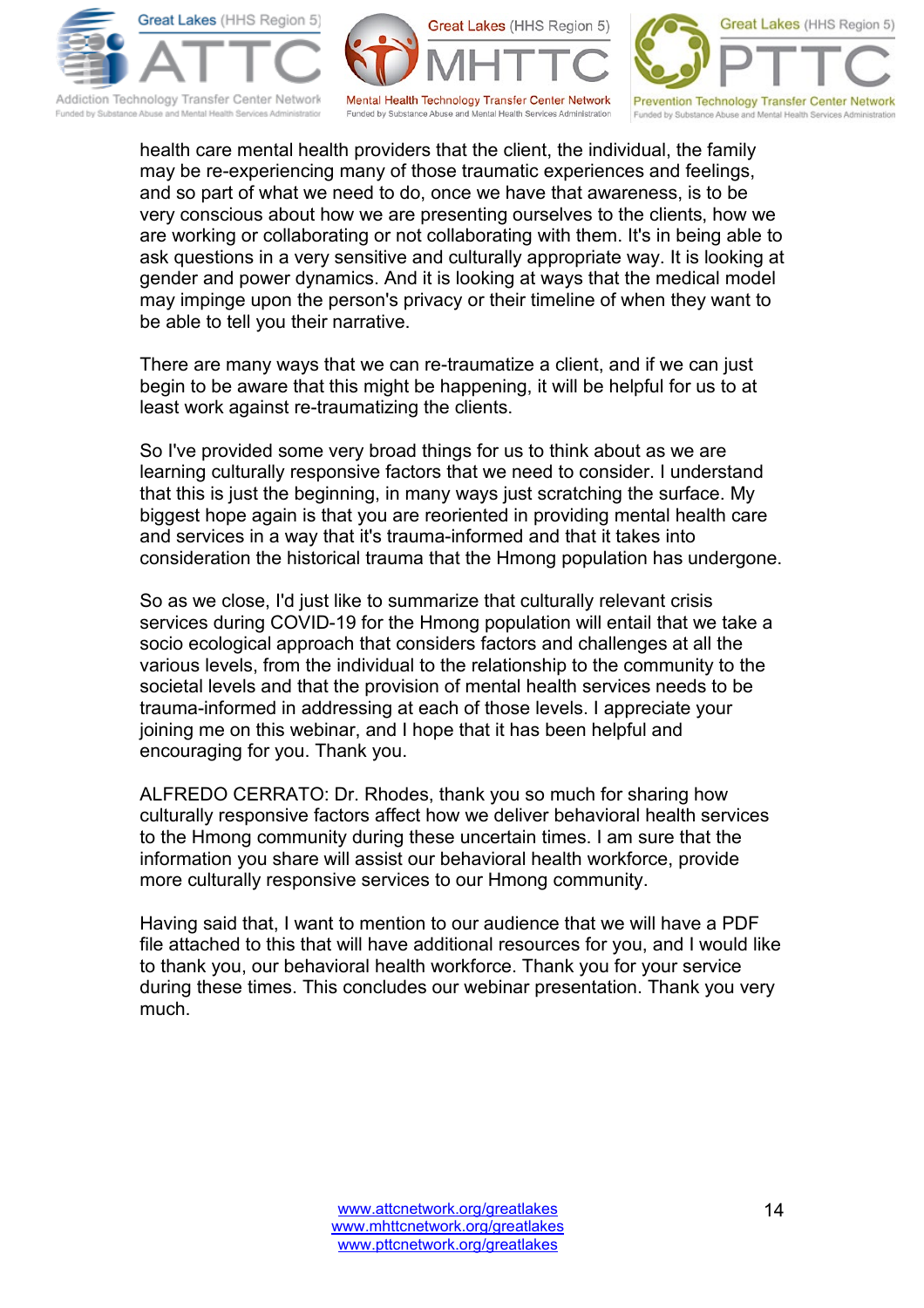health care mental health providers that the client, the individual, the family may be re-experiencing many of those traumatic experiences and feelings, and so part of what we need to do, once we have that awareness, is to be very conscious about how we are presenting ourselves to the clients, how we are working or collaborating or not collaborating with them. It's in being able to ask questions in a very sensitive and culturally appropriate way. It is looking at gender and power dynamics. And it is looking at ways that the medical model may impinge upon the person's privacy or their timeline of when they want to be able to tell you their narrative.

There are many ways that we can re-traumatize a client, and if we can just begin to be aware that this might be happening, it will be helpful for us to at least work against re-traumatizing the clients.

So I've provided some very broad things for us to think about as we are learning culturally responsive factors that we need to consider. I understand that this is just the beginning, in many ways just scratching the surface. My biggest hope again is that you are reoriented in providing mental health care and services in a way that it's trauma-informed and that it takes into consideration the historical trauma that the Hmong population has undergone.

So as we close, I'd just like to summarize that culturally relevant crisis services during COVID-19 for the Hmong population will entail that we take a socio ecological approach that considers factors and challenges at all the various levels, from the individual to the relationship to the community to the societal levels and that the provision of mental health services needs to be trauma-informed in addressing at each of those levels. I appreciate your joining me on this webinar, and I hope that it has been helpful and encouraging for you. Thank you.

ALFREDO CERRATO: Dr. Rhodes, thank you so much for sharing how culturally responsive factors affect how we deliver behavioral health services to the Hmong community during these uncertain times. I am sure that the information you share will assist our behavioral health workforce, provide more culturally responsive services to our Hmong community.

Having said that, I want to mention to our audience that we will have a PDF file attached to this that will have additional resources for you, and I would like to thank you, our behavioral health workforce. Thank you for your service during these times. This concludes our webinar presentation. Thank you very much.